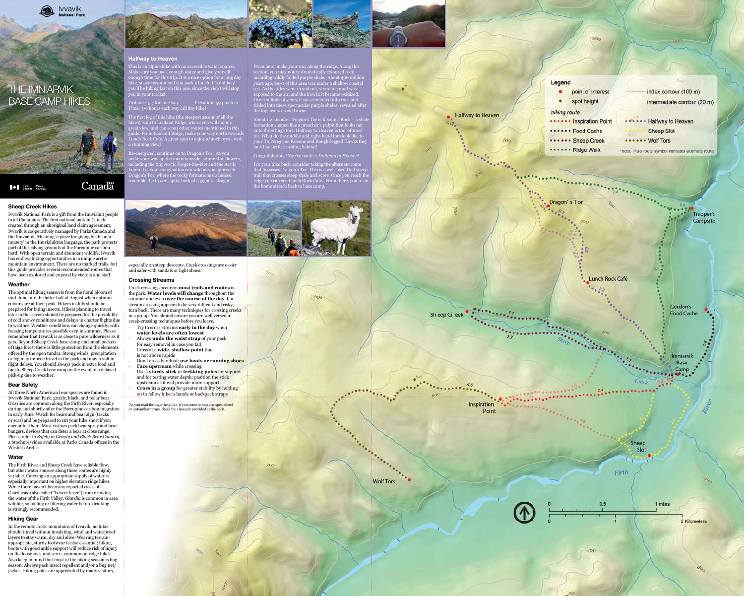Ivvavik National Park

# THE IMNIARVIK BASE CAMP HIKES

Parks Canada / Parcs Canada

Canada

## Sheep Creek Hikes

Ivvavik National Park is a gift from the Inuvialuit people to all Canadians. The first national park in Canada created through an aboriginal land claim agreement; Ivvavik is cooperatively managed by Parks Canada and the Inuvialuit. Meaning 'a place for giving birth' or 'a nursery' in the Inuvialuktun language, the park protects part of the calving grounds of the Porcupine caribou herd. With open terrain and abundant wildlife, Ivvavik has endless hiking opportunities in a unique arctic mountain environment. There are no marked trails, but this guide provides several recommended routes that have been explored and enjoyed by visitors and staff.

### Weather

The optimal hiking season is from the floral bloom of mid-June into the latter half of August when autumn colours are at their peak. Hikers in July should be prepared for biting insects. Hikers planning to travel later in the season should be prepared for the possibility of cold snowy conditions and delays in charter flights due to weather. Weather conditions can change quickly, with freezing temperatures possible even in summer. Please remember that Ivvavik is as close to pure wilderness as it gets. Beyond Sheep Creek base camp and small pockets of taiga forest there is little protection from the elements offered by the open tundra. Strong winds, precipitation or fog may impede travel in the park and may result in flight delays. You should always pack in extra food and fuel to Sheep Creek base camp in the event of a delayed pick-up due to weather.

### Bear Safety

All three North American bear species are found in Ivvavik National Park: grizzly, black, and polar bear. Grizzlies are common along the Firth River, especially during and shortly after the Porcupine caribou migration in early June. Watch for bears and bear sign (tracks or scat) and be prepared to cut your hike short if you encounter them. Most visitors pack bear spray and bear bangers, devices that can deter a bear at close range. Please refer to *Safety in Grizzly and Black Bear Country*, a brochure/video available at Parks Canada offices in the Western Arctic.

### Water

The Firth River and Sheep Creek have reliable flow, but other water sources along these routes are highly variable. Carrying an appropriate supply of water is especially important on higher elevation ridge hikes. While there haven't been any reported cases of Giardiasis (also called "beaver fever") from drinking the water of the Firth Valley, *Giardia* is common in area wildlife, so boiling or filtering water before drinking is strongly recommended.

### Hiking Gear

In the remote arctic mountains of Ivvavik, no hiker should travel without insulating, wind and waterproof layers to stay warm, dry and alive! Wearing terrain-appropriate, sturdy footwear is also essential: hiking boots with good ankle support will reduce risk of injury on the loose rock and scree, common on ridge hikes. Also keep in mind that most of the hiking season is bug season. Always pack insect repellent and/or a bug net/jacket. Hiking poles are appreciated by many visitors, especially on steep descents. Creek crossings are easier and safer with sandals or light shoes.

### Crossing Streams

Creek crossings occur on **most trails and routes** in the park. **Water levels will change** throughout the summer and even **over the course of the day**. If a stream crossing appears to be very difficult and risky, turn back. There are many techniques for crossing creeks in a group. You should ensure you are well versed in creek-crossing techniques before you leave.

- Try to cross streams **early in the day** when **water levels are often lowest**
- Always **undo the waist strap** of your pack for easy removal in case you fall
- Cross at a **wide, shallow point** that is not above rapids
- Don't cross barefoot; **use boots or running shoes**
- **Face upstream** while crossing
- Use a **sturdy stick** or **trekking poles** for support and for testing water depth: position the stick upstream as it will provide more support
- **Cross in a group** for greater stability by holding on to fellow hiker's hands or backpack straps

*As you read through the guide, if you come across any specialized or unfamiliar terms, check the Glossary provided at the back.

## Halfway to Heaven

This is an alpine hike with no accessible water sources. Make sure you pack enough water and give yourself enough time for this trip. It is a nice option for a long day hike, so we recommend you pack a lunch. It's unlikely you'll be hiking fast on this one, since the views will stop you in your tracks!

Distance: 5.7 km one way
Elevation: 594 meters
Time: 3-6 hours each way (all day hike)

The first leg of this hike (the steepest ascent of all the hikes) is up to Lookout Ridge, where you will enjoy a great view, and can scout other routes mentioned in this guide. From Lookout Ridge, make your way north towards Lunch Rock Café. A great spot to enjoy a lunch break with a stunning view!

Re-energized, continue on to Dragon's Tor. As you make your way up the mountainside, admire the flowers, including the tiny Arctic Forget-Me-Not and the Arctic Lupin. Let your imagination run wild as you approach Dragon's Tor, where the rocky formations do indeed resemble the frozen, spiky back of a gigantic dragon.

From here, make your way along the ridge. Along this section, you may notice dramatically coloured rock including wildly folded purple shale. About 400 million years ago, most of this area was under a shallow coastal sea. As the tides went in and out, shoreline mud was exposed to the air, and the iron in it became oxidized. Over millions of years, it was cemented into rock and folded into these spectacular purple shales, revealed after the top layers eroded away.

About 1.2 km after Dragon's Tor is Kisoun's Rock – a shale formation shaped like a preacher's pulpit that looks out onto three huge tors. Halfway to Heaven is the leftmost tor. What do the middle and right-hand tors look like to you? To Peregrine Falcons and Rough-legged Hawks they look like perfect nesting habitat!

Congratulations! You've made it *Halfway to Heaven*!

For your hike back, consider taking the alternate route that bypasses Dragon's Tor. This is a well-used Dall sheep trail that crosses steep shale and scree. Once you reach the ridge you can see Lunch Rock Café. From there, you're on the home stretch back to base camp.

**Legend**

- point of interest
- spot height
- index contour (100 m)
- intermediate contour (20 m)

*hiking route*

- Inspiration Point
- Food Cache
- Sheep Creek
- Ridge Walk
- Halfway to Heaven
- Sheep Slot
- Wolf Tors

*note: Pale route symbol indicates alternate route

Map labels: Halfway to Heaven, Dragon's Tor, Lunch Rock Café, Trapper's Campsite, Gordon's Food Cache, Imniarvik Base Camp, Sheep Creek, Inspiration Point, Sheep Slot, Wolf Tors, Firth River

Scale: 0 – 0.5 – 1 miles; 0 – 1 – 2 Kilometers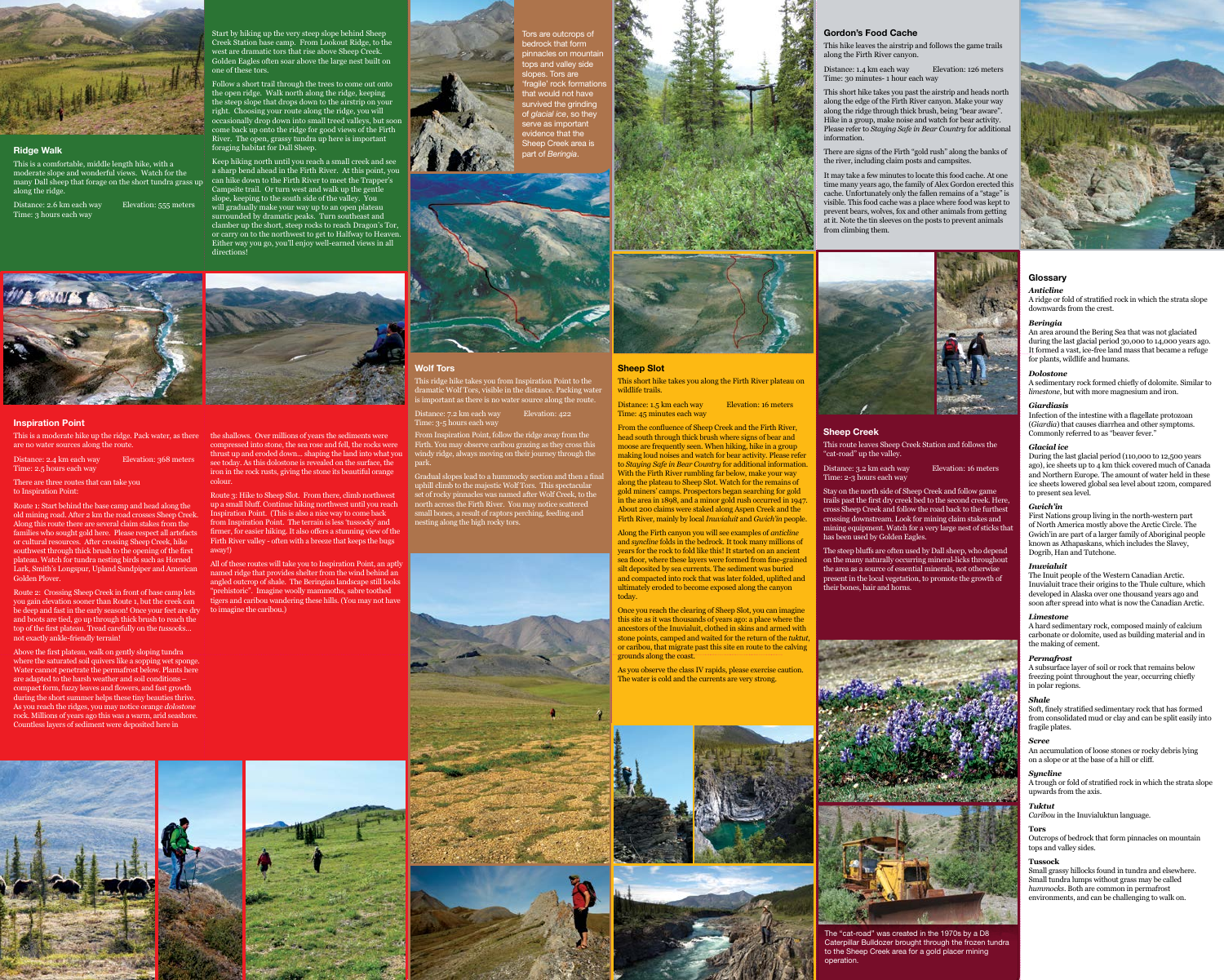## Ridge Walk

This is a comfortable, middle length hike, with a moderate slope and wonderful views. Watch for the many Dall sheep that forage on the short tundra grass up along the ridge.

Distance: 2.6 km each way  Elevation: 555 meters
Time: 3 hours each way

Start by hiking up the very steep slope behind Sheep Creek Station base camp. From Lookout Ridge, to the west are dramatic tors that rise above Sheep Creek. Golden Eagles often soar above the large nest built on one of these tors.

Follow a short trail through the trees to come out onto the open ridge. Walk north along the ridge, keeping the steep slope that drops down to the airstrip on your right. Choosing your route along the ridge, you will occasionally drop down into small treed valleys, but soon come back up onto the ridge for good views of the Firth River. The open, grassy tundra up here is important foraging habitat for Dall Sheep.

Keep hiking north until you reach a small creek and see a sharp bend ahead in the Firth River. At this point, you can hike down to the Firth River to meet the Trapper's Campsite trail. Or turn west and walk up the gentle slope, keeping to the south side of the valley. You will gradually make your way up to an open plateau surrounded by dramatic peaks. Turn southeast and clamber up the short, steep rocks to reach Dragon's Tor, or carry on to the northwest to get to Halfway to Heaven. Either way you go, you'll enjoy well-earned views in all directions!

Tors are outcrops of bedrock that form pinnacles on mountain tops and valley side slopes. Tors are 'fragile' rock formations that would not have survived the grinding of *glacial ice*, so they serve as important evidence that the Sheep Creek area is part of *Beringia*.

## Gordon's Food Cache

This hike leaves the airstrip and follows the game trails along the Firth River canyon.

Distance: 1.4 km each way  Elevation: 126 meters
Time: 30 minutes- 1 hour each way

This short hike takes you past the airstrip and heads north along the edge of the Firth River canyon. Make your way along the ridge through thick brush, being "bear aware". Hike in a group, make noise and watch for bear activity. Please refer to *Staying Safe in Bear Country* for additional information.

There are signs of the Firth "gold rush" along the banks of the river, including claim posts and campsites.

It may take a few minutes to locate this food cache. At one time many years ago, the family of Alex Gordon erected this cache. Unfortunately only the fallen remains of a "stage" is visible. This food cache was a place where food was kept to prevent bears, wolves, fox and other animals from getting at it. Note the tin sleeves on the posts to prevent animals from climbing them.

## Inspiration Point

This is a moderate hike up the ridge. Pack water, as there are no water sources along the route.

Distance: 2.4 km each way  Elevation: 368 meters
Time: 2.5 hours each way

There are three routes that can take you to Inspiration Point:

Route 1: Start behind the base camp and head along the old mining road. After 2 km the road crosses Sheep Creek. Along this route there are several claim stakes from the families who sought gold here. Please respect all artefacts or cultural resources. After crossing Sheep Creek, hike southwest through thick brush to the opening of the first plateau. Watch for tundra nesting birds such as Horned Lark, Smith's Longspur, Upland Sandpiper and American Golden Plover.

Route 2: Crossing Sheep Creek in front of base camp lets you gain elevation sooner than Route 1, but the creek can be deep and fast in the early season! Once your feet are dry and boots are tied, go up through thick brush to reach the top of the first plateau. Tread carefully on the *tussocks*... not exactly ankle-friendly terrain!

Above the first plateau, walk on gently sloping tundra where the saturated soil quivers like a sopping wet sponge. Water cannot penetrate the permafrost below. Plants here are adapted to the harsh weather and soil conditions – compact form, fuzzy leaves and flowers, and fast growth during the short summer helps these tiny beauties thrive. As you reach the ridges, you may notice orange *dolostone* rock. Millions of years ago this was a warm, arid seashore. Countless layers of sediment were deposited here in the shallows. Over millions of years the sediments were compressed into stone, the sea rose and fell, the rocks were thrust up and eroded down... shaping the land into what you see today. As this dolostone is revealed on the surface, the iron in the rock rusts, giving the stone its beautiful orange colour.

Route 3: Hike to Sheep Slot. From there, climb northwest up a small bluff. Continue hiking northwest until you reach Inspiration Point. (This is also a nice way to come back from Inspiration Point. The terrain is less 'tussocky' and firmer, for easier hiking. It also offers a stunning view of the Firth River valley - often with a breeze that keeps the bugs away!)

All of these routes will take you to Inspiration Point, an aptly named ridge that provides shelter from the wind behind an angled outcrop of shale. The Beringian landscape still looks "prehistoric". Imagine woolly mammoths, sabre toothed tigers and caribou wandering these hills. (You may not have to imagine the caribou.)

## Wolf Tors

This ridge hike takes you from Inspiration Point to the dramatic Wolf Tors, visible in the distance. Packing water is important as there is no water source along the route.

Distance: 7.2 km each way  Elevation: 422
Time: 3-5 hours each way

From Inspiration Point, follow the ridge away from the Firth. You may observe caribou grazing as they cross this windy ridge, always moving on their journey through the park.

Gradual slopes lead to a hummocky section and then a final uphill climb to the majestic Wolf Tors. This spectacular set of rocky pinnacles was named after Wolf Creek, to the north across the Firth River. You may notice scattered small bones, a result of raptors perching, feeding and nesting along the high rocky tors.

## Sheep Slot

This short hike takes you along the Firth River plateau on wildlife trails.

Distance: 1.5 km each way  Elevation: 16 meters
Time: 45 minutes each way

From the confluence of Sheep Creek and the Firth River, head south through thick brush where signs of bear and moose are frequently seen. When hiking, hike in a group making loud noises and watch for bear activity. Please refer to *Staying Safe in Bear Country* for additional information. With the Firth River rumbling far below, make your way along the plateau to Sheep Slot. Watch for the remains of gold miners' camps. Prospectors began searching for gold in the area in 1898, and a minor gold rush occurred in 1947. About 200 claims were staked along Aspen Creek and the Firth River, mainly by local *Inuvialuit* and *Gwich'in* people.

Along the Firth canyon you will see examples of *anticline* and *syncline* folds in the bedrock. It took many millions of years for the rock to fold like this! It started on an ancient sea floor, where these layers were formed from fine-grained silt deposited by sea currents. The sediment was buried and compacted into rock that was later folded, uplifted and ultimately eroded to become exposed along the canyon today.

Once you reach the clearing of Sheep Slot, you can imagine this site as it was thousands of years ago: a place where the ancestors of the Inuvialuit, clothed in skins and armed with stone points, camped and waited for the return of the *tuktut*, or caribou, that migrate past this site en route to the calving grounds along the coast.

As you observe the class IV rapids, please exercise caution. The water is cold and the currents are very strong.

## Sheep Creek

This route leaves Sheep Creek Station and follows the "cat-road" up the valley.

Distance: 3.2 km each way  Elevation: 16 meters
Time: 2-3 hours each way

Stay on the north side of Sheep Creek and follow game trails past the first dry creek bed to the second creek. Here, cross Sheep Creek and follow the road back to the furthest crossing downstream. Look for mining claim stakes and mining equipment. Watch for a very large nest of sticks that has been used by Golden Eagles.

The steep bluffs are often used by Dall sheep, who depend on the many naturally occurring mineral-licks throughout the area as a source of essential minerals, not otherwise present in the local vegetation, to promote the growth of their bones, hair and horns.

The "cat-road" was created in the 1970s by a D8 Caterpillar Bulldozer brought through the frozen tundra to the Sheep Creek area for a gold placer mining operation.

## Glossary

***Anticline***
A ridge or fold of stratified rock in which the strata slope downwards from the crest.

***Beringia***
An area around the Bering Sea that was not glaciated during the last glacial period 30,000 to 14,000 years ago. It formed a vast, ice-free land mass that became a refuge for plants, wildlife and humans.

***Dolostone***
A sedimentary rock formed chiefly of dolomite. Similar to *limestone*, but with more magnesium and iron.

***Giardiasis***
Infection of the intestine with a flagellate protozoan (*Giardia*) that causes diarrhea and other symptoms. Commonly referred to as "beaver fever."

***Glacial ice***
During the last glacial period (110,000 to 12,500 years ago), ice sheets up to 4 km thick covered much of Canada and Northern Europe. The amount of water held in these ice sheets lowered global sea level about 120m, compared to present sea level.

***Gwich'in***
First Nations group living in the north-western part of North America mostly above the Arctic Circle. The Gwich'in are part of a larger family of Aboriginal people known as Athapaskans, which includes the Slavey, Dogrib, Han and Tutchone.

***Inuvialuit***
The Inuit people of the Western Canadian Arctic. Inuvialuit trace their origins to the Thule culture, which developed in Alaska over one thousand years ago and soon after spread into what is now the Canadian Arctic.

***Limestone***
A hard sedimentary rock, composed mainly of calcium carbonate or dolomite, used as building material and in the making of cement.

***Permafrost***
A subsurface layer of soil or rock that remains below freezing point throughout the year, occurring chiefly in polar regions.

***Shale***
Soft, finely stratified sedimentary rock that has formed from consolidated mud or clay and can be split easily into fragile plates.

***Scree***
An accumulation of loose stones or rocky debris lying on a slope or at the base of a hill or cliff.

***Syncline***
A trough or fold of stratified rock in which the strata slope upwards from the axis.

***Tuktut***
*Caribou* in the Inuvialuktun language.

**Tors**
Outcrops of bedrock that form pinnacles on mountain tops and valley sides.

**Tussock**
Small grassy hillocks found in tundra and elsewhere. Small tundra lumps without grass may be called *hummocks*. Both are common in permafrost environments, and can be challenging to walk on.